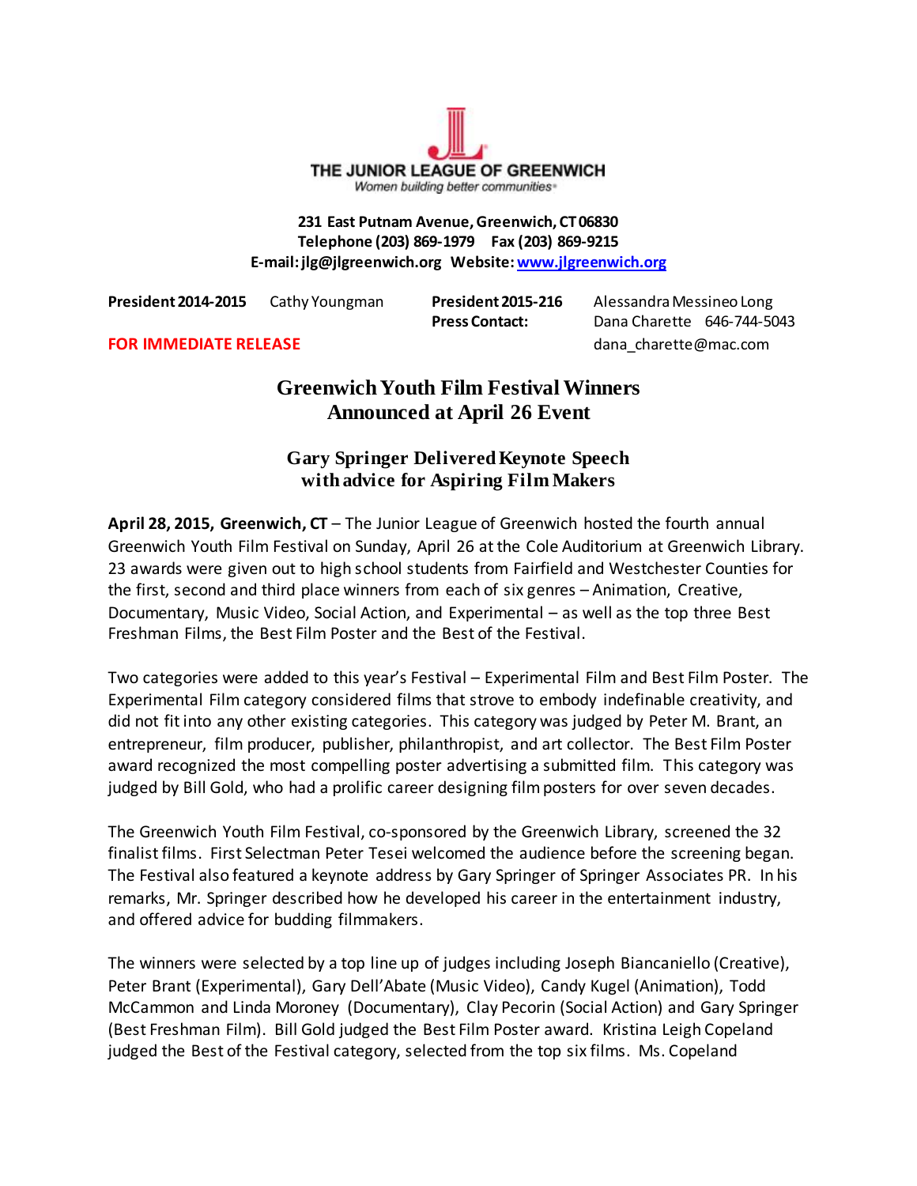THE JUNIOR LEAGUE OF GREENWICH

*Women building better communities*

**231 East Putnam Avenue, Greenwich, CT 06830**
**Telephone (203) 869-1979 Fax (203) 869-9215**
**E-mail: jlg@jlgreenwich.org Website: www.jlgreenwich.org**

**President 2014-2015** Cathy Youngman

**President 2015-216** Alessandra Messineo Long
**Press Contact:** Dana Charette 646-744-5043
dana_charette@mac.com

**FOR IMMEDIATE RELEASE**

# Greenwich Youth Film Festival Winners Announced at April 26 Event

## Gary Springer Delivered Keynote Speech with advice for Aspiring Film Makers

**April 28, 2015, Greenwich, CT** – The Junior League of Greenwich hosted the fourth annual Greenwich Youth Film Festival on Sunday, April 26 at the Cole Auditorium at Greenwich Library. 23 awards were given out to high school students from Fairfield and Westchester Counties for the first, second and third place winners from each of six genres – Animation, Creative, Documentary, Music Video, Social Action, and Experimental – as well as the top three Best Freshman Films, the Best Film Poster and the Best of the Festival.

Two categories were added to this year's Festival – Experimental Film and Best Film Poster. The Experimental Film category considered films that strove to embody indefinable creativity, and did not fit into any other existing categories. This category was judged by Peter M. Brant, an entrepreneur, film producer, publisher, philanthropist, and art collector. The Best Film Poster award recognized the most compelling poster advertising a submitted film. This category was judged by Bill Gold, who had a prolific career designing film posters for over seven decades.

The Greenwich Youth Film Festival, co-sponsored by the Greenwich Library, screened the 32 finalist films. First Selectman Peter Tesei welcomed the audience before the screening began. The Festival also featured a keynote address by Gary Springer of Springer Associates PR. In his remarks, Mr. Springer described how he developed his career in the entertainment industry, and offered advice for budding filmmakers.

The winners were selected by a top line up of judges including Joseph Biancaniello (Creative), Peter Brant (Experimental), Gary Dell'Abate (Music Video), Candy Kugel (Animation), Todd McCammon and Linda Moroney (Documentary), Clay Pecorin (Social Action) and Gary Springer (Best Freshman Film). Bill Gold judged the Best Film Poster award. Kristina Leigh Copeland judged the Best of the Festival category, selected from the top six films. Ms. Copeland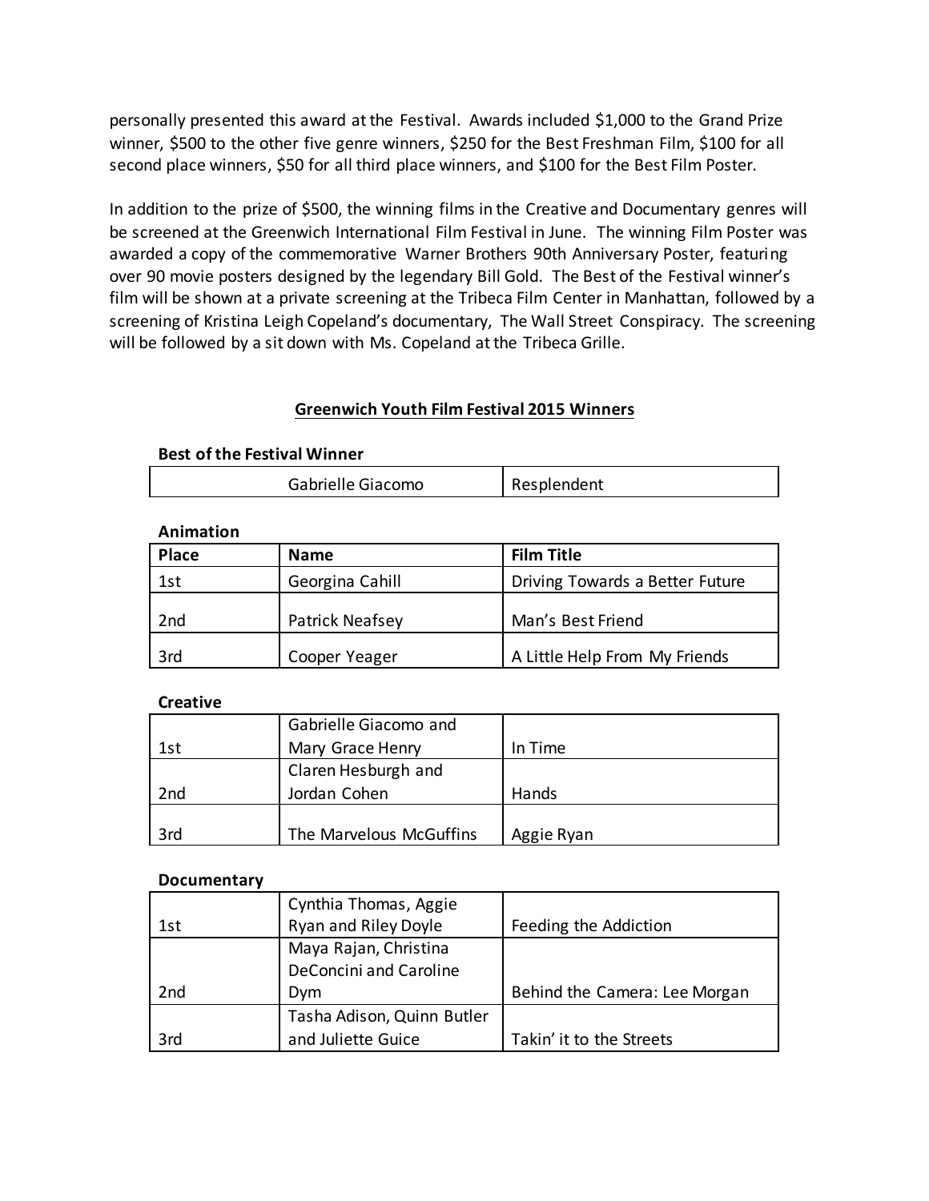personally presented this award at the Festival. Awards included $1,000 to the Grand Prize winner, $500 to the other five genre winners, $250 for the Best Freshman Film, $100 for all second place winners, $50 for all third place winners, and $100 for the Best Film Poster.

In addition to the prize of $500, the winning films in the Creative and Documentary genres will be screened at the Greenwich International Film Festival in June. The winning Film Poster was awarded a copy of the commemorative Warner Brothers 90th Anniversary Poster, featuring over 90 movie posters designed by the legendary Bill Gold. The Best of the Festival winner's film will be shown at a private screening at the Tribeca Film Center in Manhattan, followed by a screening of Kristina Leigh Copeland's documentary, The Wall Street Conspiracy. The screening will be followed by a sit down with Ms. Copeland at the Tribeca Grille.

## Greenwich Youth Film Festival 2015 Winners

**Best of the Festival Winner**

| | |
|---|---|
| Gabrielle Giacomo | Resplendent |

**Animation**

| Place | Name | Film Title |
|---|---|---|
| 1st | Georgina Cahill | Driving Towards a Better Future |
| 2nd | Patrick Neafsey | Man's Best Friend |
| 3rd | Cooper Yeager | A Little Help From My Friends |

**Creative**

| | | |
|---|---|---|
| 1st | Gabrielle Giacomo and Mary Grace Henry | In Time |
| 2nd | Claren Hesburgh and Jordan Cohen | Hands |
| 3rd | The Marvelous McGuffins | Aggie Ryan |

**Documentary**

| | | |
|---|---|---|
| 1st | Cynthia Thomas, Aggie Ryan and Riley Doyle | Feeding the Addiction |
| 2nd | Maya Rajan, Christina DeConcini and Caroline Dym | Behind the Camera: Lee Morgan |
| 3rd | Tasha Adison, Quinn Butler and Juliette Guice | Takin' it to the Streets |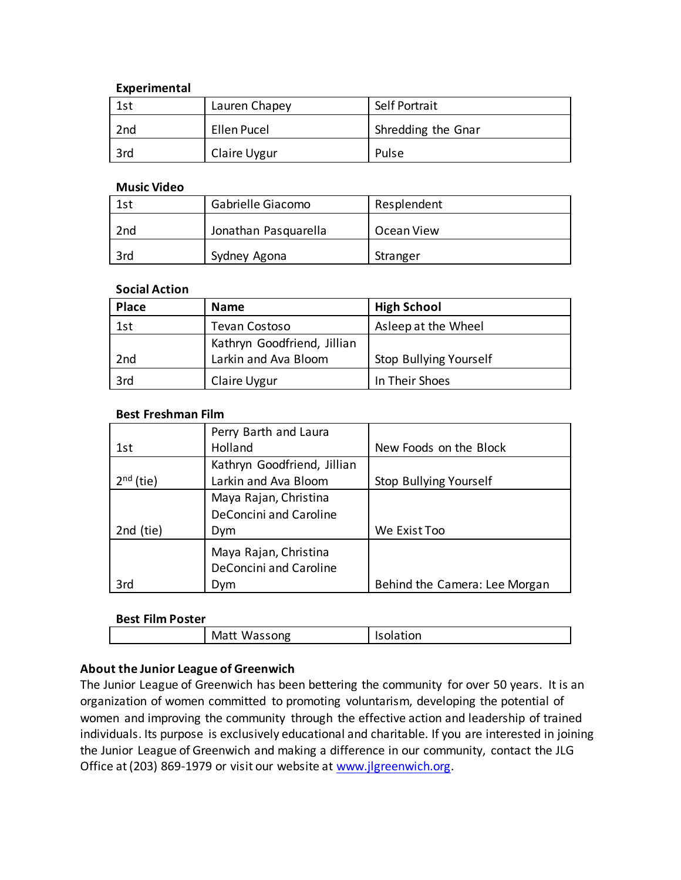**Experimental**

| | | |
|---|---|---|
| 1st | Lauren Chapey | Self Portrait |
| 2nd | Ellen Pucel | Shredding the Gnar |
| 3rd | Claire Uygur | Pulse |

**Music Video**

| | | |
|---|---|---|
| 1st | Gabrielle Giacomo | Resplendent |
| 2nd | Jonathan Pasquarella | Ocean View |
| 3rd | Sydney Agona | Stranger |

**Social Action**

| Place | Name | High School |
|---|---|---|
| 1st | Tevan Costoso | Asleep at the Wheel |
| 2nd | Kathryn Goodfriend, Jillian Larkin and Ava Bloom | Stop Bullying Yourself |
| 3rd | Claire Uygur | In Their Shoes |

**Best Freshman Film**

| | | |
|---|---|---|
| 1st | Perry Barth and Laura Holland | New Foods on the Block |
| 2nd (tie) | Kathryn Goodfriend, Jillian Larkin and Ava Bloom | Stop Bullying Yourself |
| 2nd (tie) | Maya Rajan, Christina DeConcini and Caroline Dym | We Exist Too |
| 3rd | Maya Rajan, Christina DeConcini and Caroline Dym | Behind the Camera: Lee Morgan |

**Best Film Poster**

| | | |
|---|---|---|
| | Matt Wassong | Isolation |

**About the Junior League of Greenwich**

The Junior League of Greenwich has been bettering the community for over 50 years. It is an organization of women committed to promoting voluntarism, developing the potential of women and improving the community through the effective action and leadership of trained individuals. Its purpose is exclusively educational and charitable. If you are interested in joining the Junior League of Greenwich and making a difference in our community, contact the JLG Office at (203) 869-1979 or visit our website at www.jlgreenwich.org.